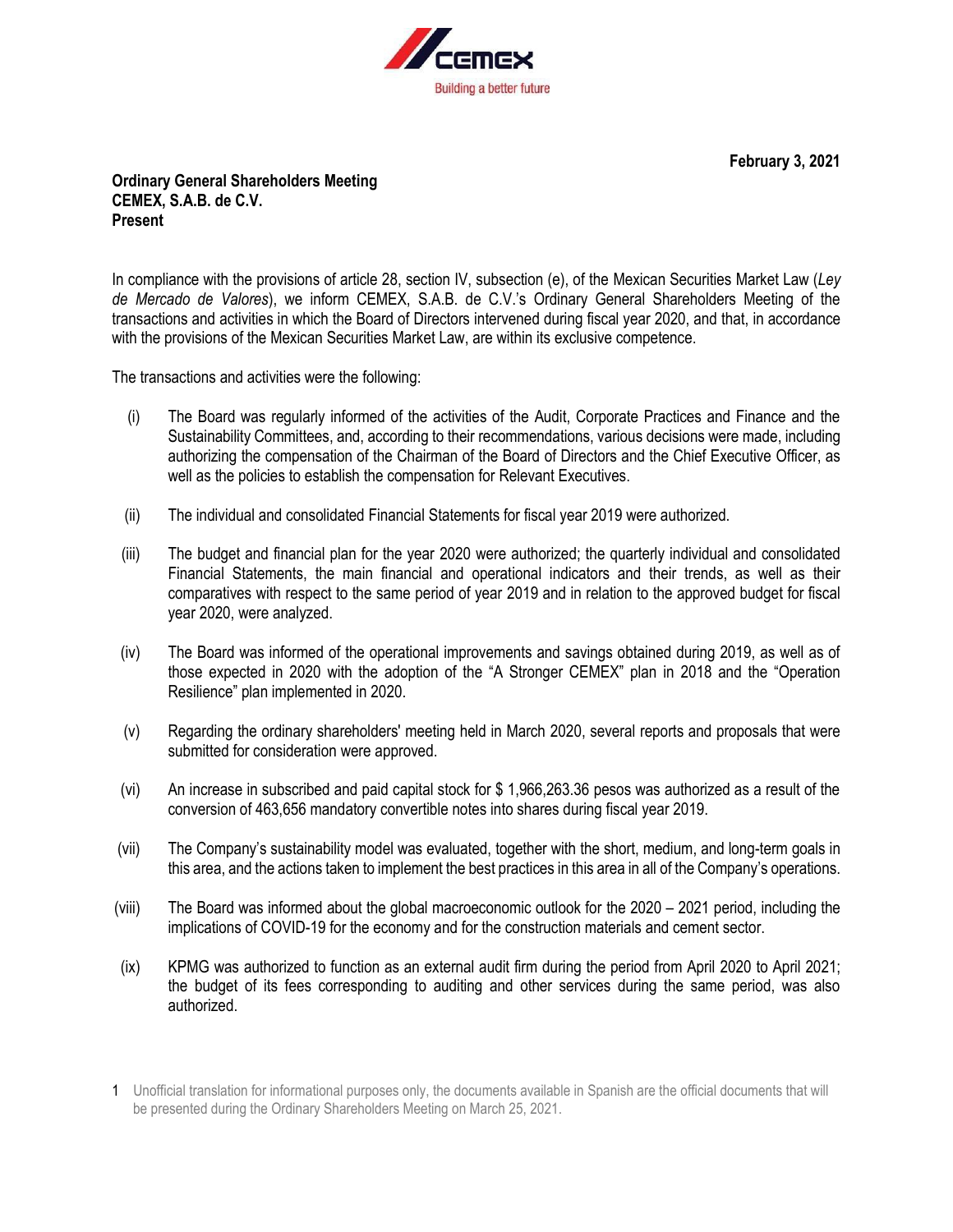February 3, 2021

**Ordinary General Shareholders Meeting**
**CEMEX, S.A.B. de C.V.**
**Present**

In compliance with the provisions of article 28, section IV, subsection (e), of the Mexican Securities Market Law (*Ley de Mercado de Valores*), we inform CEMEX, S.A.B. de C.V.'s Ordinary General Shareholders Meeting of the transactions and activities in which the Board of Directors intervened during fiscal year 2020, and that, in accordance with the provisions of the Mexican Securities Market Law, are within its exclusive competence.

The transactions and activities were the following:

(i) The Board was regularly informed of the activities of the Audit, Corporate Practices and Finance and the Sustainability Committees, and, according to their recommendations, various decisions were made, including authorizing the compensation of the Chairman of the Board of Directors and the Chief Executive Officer, as well as the policies to establish the compensation for Relevant Executives.

(ii) The individual and consolidated Financial Statements for fiscal year 2019 were authorized.

(iii) The budget and financial plan for the year 2020 were authorized; the quarterly individual and consolidated Financial Statements, the main financial and operational indicators and their trends, as well as their comparatives with respect to the same period of year 2019 and in relation to the approved budget for fiscal year 2020, were analyzed.

(iv) The Board was informed of the operational improvements and savings obtained during 2019, as well as of those expected in 2020 with the adoption of the "A Stronger CEMEX" plan in 2018 and the "Operation Resilience" plan implemented in 2020.

(v) Regarding the ordinary shareholders' meeting held in March 2020, several reports and proposals that were submitted for consideration were approved.

(vi) An increase in subscribed and paid capital stock for $ 1,966,263.36 pesos was authorized as a result of the conversion of 463,656 mandatory convertible notes into shares during fiscal year 2019.

(vii) The Company's sustainability model was evaluated, together with the short, medium, and long-term goals in this area, and the actions taken to implement the best practices in this area in all of the Company's operations.

(viii) The Board was informed about the global macroeconomic outlook for the 2020 – 2021 period, including the implications of COVID-19 for the economy and for the construction materials and cement sector.

(ix) KPMG was authorized to function as an external audit firm during the period from April 2020 to April 2021; the budget of its fees corresponding to auditing and other services during the same period, was also authorized.

1 Unofficial translation for informational purposes only, the documents available in Spanish are the official documents that will be presented during the Ordinary Shareholders Meeting on March 25, 2021.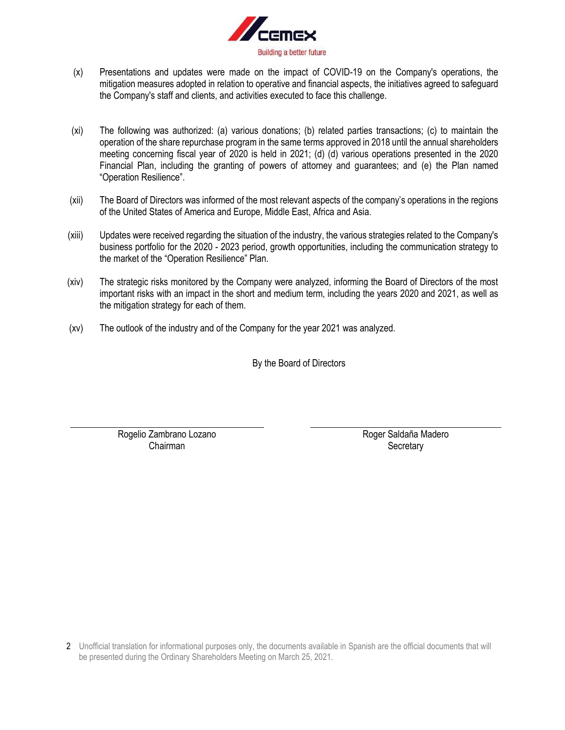(x) Presentations and updates were made on the impact of COVID-19 on the Company's operations, the mitigation measures adopted in relation to operative and financial aspects, the initiatives agreed to safeguard the Company's staff and clients, and activities executed to face this challenge.

(xi) The following was authorized: (a) various donations; (b) related parties transactions; (c) to maintain the operation of the share repurchase program in the same terms approved in 2018 until the annual shareholders meeting concerning fiscal year of 2020 is held in 2021; (d) (d) various operations presented in the 2020 Financial Plan, including the granting of powers of attorney and guarantees; and (e) the Plan named "Operation Resilience".

(xii) The Board of Directors was informed of the most relevant aspects of the company's operations in the regions of the United States of America and Europe, Middle East, Africa and Asia.

(xiii) Updates were received regarding the situation of the industry, the various strategies related to the Company's business portfolio for the 2020 - 2023 period, growth opportunities, including the communication strategy to the market of the "Operation Resilience" Plan.

(xiv) The strategic risks monitored by the Company were analyzed, informing the Board of Directors of the most important risks with an impact in the short and medium term, including the years 2020 and 2021, as well as the mitigation strategy for each of them.

(xv) The outlook of the industry and of the Company for the year 2021 was analyzed.

By the Board of Directors

| | |
|---|---|
| Rogelio Zambrano Lozano<br>Chairman | Roger Saldaña Madero<br>Secretary |

2 Unofficial translation for informational purposes only, the documents available in Spanish are the official documents that will be presented during the Ordinary Shareholders Meeting on March 25, 2021.